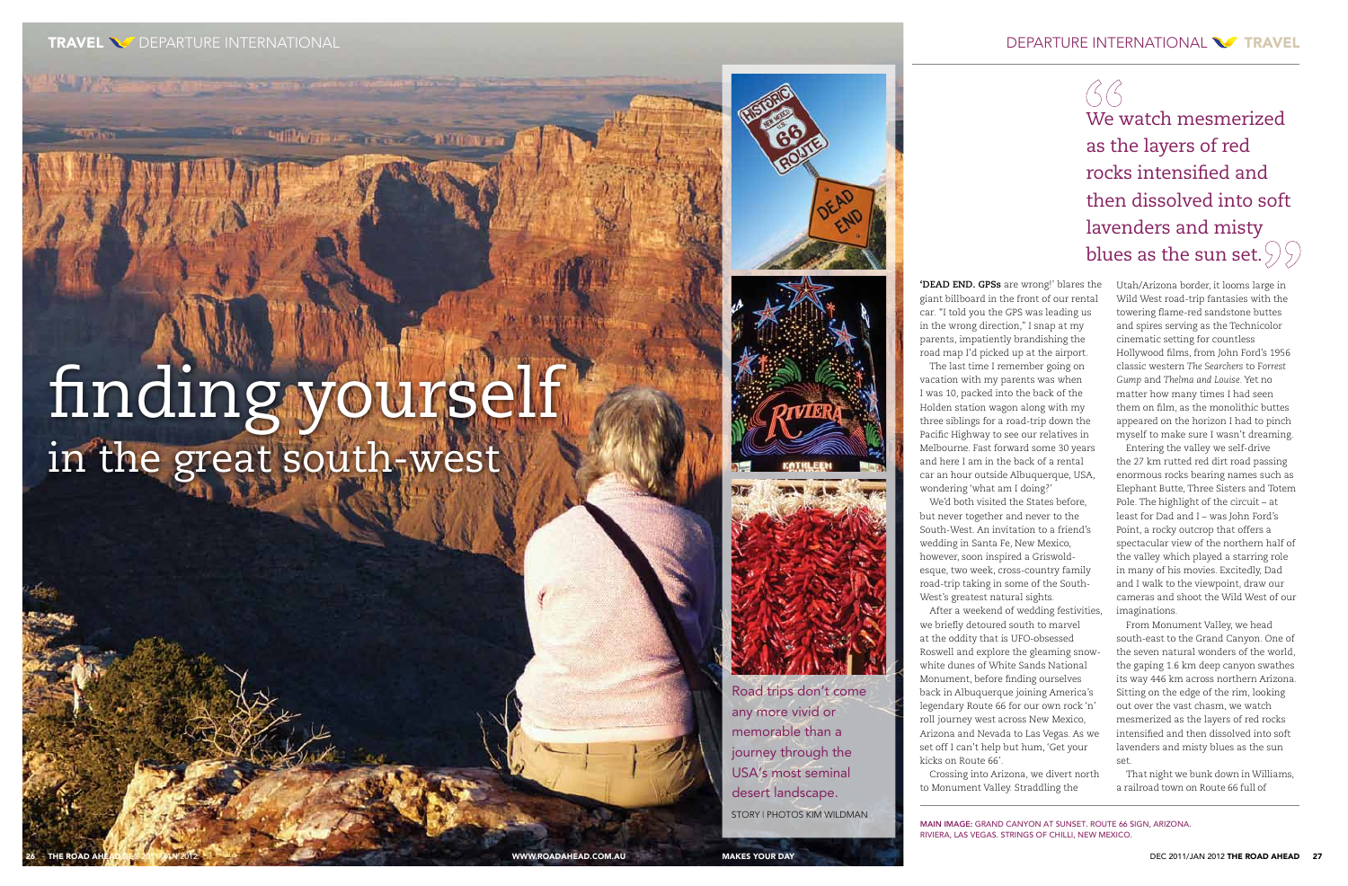# finding yourself
## in the great south-west

Road trips don't come any more vivid or memorable than a journey through the USA's most seminal desert landscape.

STORY | PHOTOS KIM WILDMAN

> We watch mesmerized as the layers of red rocks intensified and then dissolved into soft lavenders and misty blues as the sun set.

**'DEAD END. GPSs** are wrong!' blares the giant billboard in the front of our rental car. "I told you the GPS was leading us in the wrong direction," I snap at my parents, impatiently brandishing the road map I'd picked up at the airport.

The last time I remember going on vacation with my parents was when I was 10, packed into the back of the Holden station wagon along with my three siblings for a road-trip down the Pacific Highway to see our relatives in Melbourne. Fast forward some 30 years and here I am in the back of a rental car an hour outside Albuquerque, USA, wondering 'what am I doing?'

We'd both visited the States before, but never together and never to the South-West. An invitation to a friend's wedding in Santa Fe, New Mexico, however, soon inspired a Griswold-esque, two week, cross-country family road-trip taking in some of the South-West's greatest natural sights.

After a weekend of wedding festivities, we briefly detoured south to marvel at the oddity that is UFO-obsessed Roswell and explore the gleaming snow-white dunes of White Sands National Monument, before finding ourselves back in Albuquerque joining America's legendary Route 66 for our own rock 'n' roll journey west across New Mexico, Arizona and Nevada to Las Vegas. As we set off I can't help but hum, 'Get your kicks on Route 66'.

Crossing into Arizona, we divert north to Monument Valley. Straddling the Utah/Arizona border, it looms large in Wild West road-trip fantasies with the towering flame-red sandstone buttes and spires serving as the Technicolor cinematic setting for countless Hollywood films, from John Ford's 1956 classic western *The Searchers* to *Forrest Gump* and *Thelma and Louise*. Yet no matter how many times I had seen them on film, as the monolithic buttes appeared on the horizon I had to pinch myself to make sure I wasn't dreaming.

Entering the valley we self-drive the 27 km rutted red dirt road passing enormous rocks bearing names such as Elephant Butte, Three Sisters and Totem Pole. The highlight of the circuit – at least for Dad and I – was John Ford's Point, a rocky outcrop that offers a spectacular view of the northern half of the valley which played a starring role in many of his movies. Excitedly, Dad and I walk to the viewpoint, draw our cameras and shoot the Wild West of our imaginations.

From Monument Valley, we head south-east to the Grand Canyon. One of the seven natural wonders of the world, the gaping 1.6 km deep canyon swathes its way 446 km across northern Arizona. Sitting on the edge of the rim, looking out over the vast chasm, we watch mesmerized as the layers of red rocks intensified and then dissolved into soft lavenders and misty blues as the sun set.

That night we bunk down in Williams, a railroad town on Route 66 full of

MAIN IMAGE: GRAND CANYON AT SUNSET. ROUTE 66 SIGN, ARIZONA. RIVIERA, LAS VEGAS. STRINGS OF CHILLI, NEW MEXICO.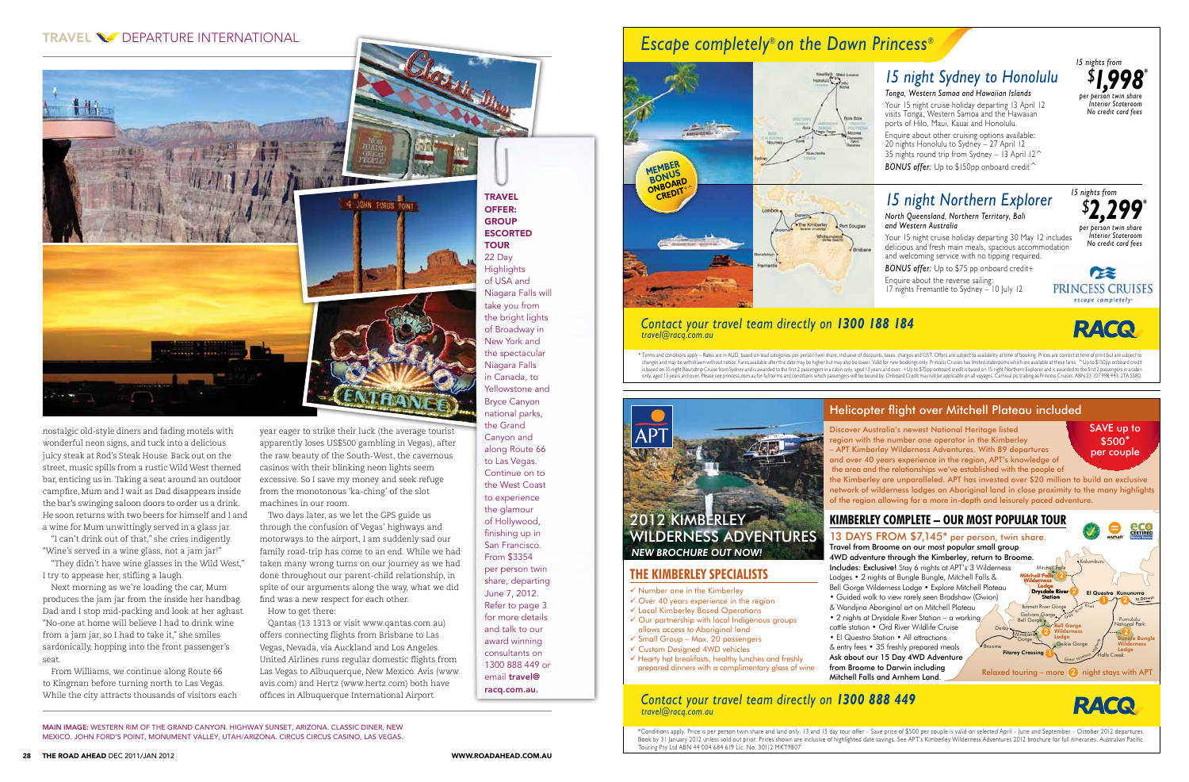TRAVEL DEPARTURE INTERNATIONAL

nostalgic old-style diners and fading motels with wonderful neon signs, and tuck into a delicious juicy steak at Rod's Steak House. Back out on the street, music spills from a rustic Wild West themed bar, enticing us in. Taking a seat around an outdoor campfire, Mum and I wait as Dad disappears inside the bar's swinging saloon doors to order us a drink. He soon returns with two beers for himself and I and a wine for Mum unwittingly served in a glass jar.

"I can't drink out of that," she cries indignantly. "Wine's served in a wine glass, not a jam jar!"

"They didn't have wine glasses in the Wild West," I try to appease her, stifling a laugh.

Next morning as we're loading the car, Mum produces the jam jar from the inside her handbag. Dad and I stop mid-packing and look at her aghast. "No-one at home will believe I had to drink wine from a jam jar, so I had to take it," she smiles sardonically, hopping into the front passenger's seat.

From Williams, we continue along Route 66 to Kingman before turning north to Las Vegas. While the city attracts thousands of visitors each year eager to strike their luck (the average tourist apparently loses US$500 gambling in Vegas), after the raw beauty of the South-West, the cavernous casinos with their blinking neon lights seem excessive. So I save my money and seek refuge from the monotonous 'ka-ching' of the slot machines in our room.

Two days later, as we let the GPS guide us through the confusion of Vegas' highways and motorways to the airport, I am suddenly sad our family road-trip has come to an end. While we had taken many wrong turns on our journey as we had done throughout our parent-child relationship, in spite of our arguments along the way, what we did find was a new respect for each other.

How to get there:

Qantas (13 1313 or visit www.qantas.com.au) offers connecting flights from Brisbane to Las Vegas, Nevada, via Auckland and Los Angeles. United Airlines runs regular domestic flights from Las Vegas to Albuquerque, New Mexico. Avis (www.avis.com) and Hertz (www.hertz.com) both have offices in Albuquerque International Airport.

**TRAVEL OFFER: GROUP ESCORTED TOUR**

22 Day Highlights of USA and Niagara Falls will take you from the bright lights of Broadway in New York and the spectacular Niagara Falls in Canada, to Yellowstone and Bryce Canyon national parks, the Grand Canyon and along Route 66 to Las Vegas. Continue on to the West Coast to experience the glamour of Hollywood, finishing up in San Francisco. From $3354 per person twin share, departing June 7, 2012. Refer to page 3 for more details and talk to our award winning consultants on 1300 888 449 or email **travel@racq.com.au.**

MAIN IMAGE: WESTERN RIM OF THE GRAND CANYON. HIGHWAY SUNSET, ARIZONA. CLASSIC DINER, NEW MEXICO. JOHN FORD'S POINT, MONUMENT VALLEY, UTAH/ARIZONA. CIRCUS CIRCUS CASINO, LAS VEGAS.

# *Escape completely® on the Dawn Princess®*

MEMBER BONUS ONBOARD CREDIT^

## *15 night Sydney to Honolulu*

*15 nights from* **$1,998*** *per person twin share Interior Stateroom No credit card fees*

*Tonga, Western Samoa and Hawaiian Islands*

Your 15 night cruise holiday departing 13 April 12 visits Tonga, Western Samoa and the Hawaiian ports of Hilo, Maui, Kauai and Honolulu.

Enquire about other cruising options available:
20 nights Honolulu to Sydney – 27 April 12
35 nights round trip from Sydney – 13 April 12^

*BONUS offer:* Up to $150pp onboard credit^

## *15 night Northern Explorer*

*15 nights from* **$2,299*** *per person twin share Interior Stateroom No credit card fees*

*North Queensland, Northern Territory, Bali and Western Australia*

Your 15 night cruise holiday departing 30 May 12 includes delicious and fresh main meals, spacious accommodation and welcoming service with no tipping required.

*BONUS offer:* Up to $75 pp onboard credit+

Enquire about the reverse sailing:
17 nights Fremantle to Sydney – 10 July 12

PRINCESS CRUISES *escape completely*

*Contact your travel team directly on* ***1300 188 184***
*travel@racq.com.au*

RACQ

* Terms and conditions apply – Rates are in AUD, based on lead categories per person twin share, inclusive of discounts, taxes, charges and GST. Offers are subject to availability at time of booking. Prices are correct at time of print but are subject to changes and may be withdrawn without notice. Fares available after this date may be higher but may also be lower. Valid for new bookings only. Princess Cruises has limited staterooms which are available at these fares. ^Up to $150pp onboard credit is based on 35 night Roundtrip Cruise from Sydney and is awarded to the first 2 passengers in a cabin only, aged 13 years and over. +Up to $75pp onboard credit is based on 15 night Northern Explorer and is awarded to the first 2 passengers in a cabin only, aged 13 years and over. Please see princess.com.au for full terms and conditions which passengers will be bound by. Onboard Credit may not be applicable on all voyages. Carnival plc trading as Princess Cruises. ABN 23 107 998 443. 2TA 5580.

APT

## Helicopter flight over Mitchell Plateau included

SAVE up to $500* per couple

Discover Australia's newest National Heritage listed region with the number one operator in the Kimberley – APT Kimberley Wilderness Adventures. With 89 departures and over 40 years experience in the region, APT's knowledge of the area and the relationships we've established with the people of the Kimberley are unparalleled. APT has invested over $20 million to build an exclusive network of wilderness lodges on Aboriginal land in close proximity to the many highlights of the region allowing for a more in-depth and leisurely paced adventure.

2012 KIMBERLEY WILDERNESS ADVENTURES
*NEW BROCHURE OUT NOW!*

## THE KIMBERLEY SPECIALISTS

- ✓ Number one in the Kimberley
- ✓ Over 40 years experience in the region
- ✓ Local Kimberley Based Operations
- ✓ Our partnership with local Indigenous groups allows access to Aboriginal land
- ✓ Small Group – Max. 20 passengers
- ✓ Custom Designed 4WD vehicles
- ✓ Hearty hot breakfasts, healthy lunches and freshly prepared dinners with a complimentary glass of wine

## KIMBERLEY COMPLETE – OUR MOST POPULAR TOUR

**13 DAYS FROM $7,145* per person, twin share.**

Travel from Broome on our most popular small group 4WD adventure through the Kimberley, return to Broome.

**Includes: Exclusive!** Stay 6 nights at APT's 3 Wilderness Lodges • 2 nights at Bungle Bungle, Mitchell Falls & Bell Gorge Wilderness Lodge • Explore Mitchell Plateau • Guided walk to view rarely seen Bradshaw (Gwion) & Wandjina Aboriginal art on Mitchell Plateau • 2 nights at Drysdale River Station – a working cattle station • Ord River Wildlife Cruise • El Questro Station • All attractions & entry fees • 35 freshly prepared meals

**Ask about our 15 Day 4WD Adventure from Broome to Darwin including Mitchell Falls and Arnhem Land.**

Relaxed touring – more 2 night stays with APT

*Contact your travel team directly on* ***1300 888 449***
*travel@racq.com.au*

RACQ

*Conditions apply. Price is per person twin share and land only. 13 and 15 day tour offer – Save price of $500 per couple is valid on selected April – June and September – October 2012 departures. Book by 31 January 2012 unless sold out prior. Prices shown are inclusive of highlighted date savings. See APT's Kimberley Wilderness Adventures 2012 brochure for full itineraries. Australian Pacific Touring Pty Ltd ABN 44 004 684 619 Lic. No. 30112 MKT9807